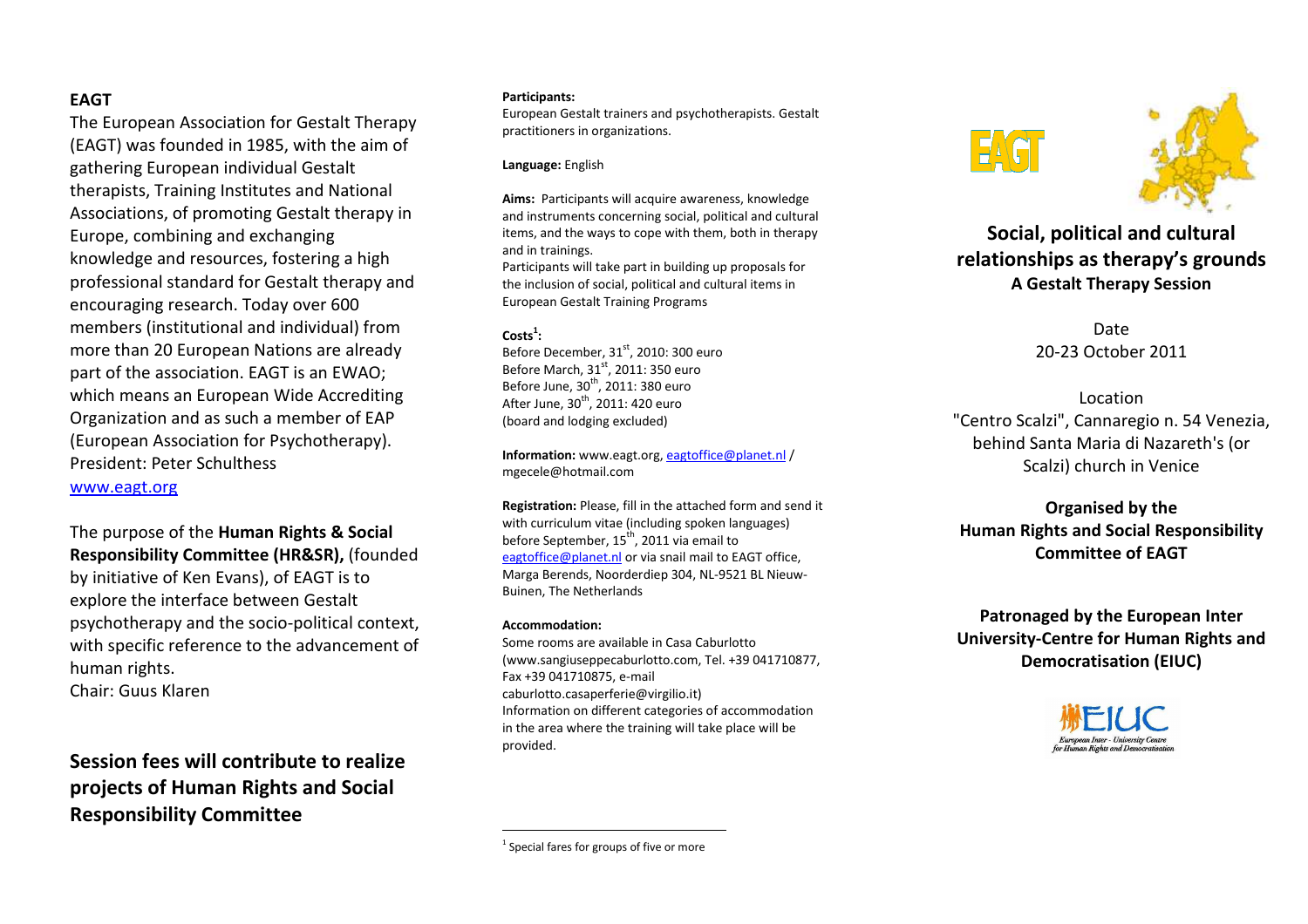## EAGT

The European Association for Gestalt Therapy (EAGT) was founded in 1985, with the aim of gathering European individual Gestalt therapists, Training Institutes and National Associations, of promoting Gestalt therapy in Europe, combining and exchanging knowledge and resources, fostering a high professional standard for Gestalt therapy and encouraging research. Today over 600 members (institutional and individual) from more than 20 European Nations are already part of the association. EAGT is an EWAO; which means an European Wide Accrediting Organization and as such a member of EAP (European Association for Psychotherapy).
President: Peter Schulthess
www.eagt.org

The purpose of the **Human Rights & Social Responsibility Committee (HR&SR),** (founded by initiative of Ken Evans), of EAGT is to explore the interface between Gestalt psychotherapy and the socio-political context, with specific reference to the advancement of human rights.
Chair: Guus Klaren

**Session fees will contribute to realize projects of Human Rights and Social Responsibility Committee**

**Participants:**
European Gestalt trainers and psychotherapists. Gestalt practitioners in organizations.

**Language:** English

**Aims:** Participants will acquire awareness, knowledge and instruments concerning social, political and cultural items, and the ways to cope with them, both in therapy and in trainings.
Participants will take part in building up proposals for the inclusion of social, political and cultural items in European Gestalt Training Programs

**Costs[1]:**
Before December, 31st, 2010: 300 euro
Before March, 31st, 2011: 350 euro
Before June, 30th, 2011: 380 euro
After June, 30th, 2011: 420 euro
(board and lodging excluded)

**Information:** www.eagt.org, eagtoffice@planet.nl / mgecele@hotmail.com

**Registration:** Please, fill in the attached form and send it with curriculum vitae (including spoken languages) before September, 15th, 2011 via email to eagtoffice@planet.nl or via snail mail to EAGT office, Marga Berends, Noorderdiep 304, NL-9521 BL Nieuw-Buinen, The Netherlands

**Accommodation:**
Some rooms are available in Casa Caburlotto (www.sangiuseppecaburlotto.com, Tel. +39 041710877, Fax +39 041710875, e-mail caburlotto.casaperferie@virgilio.it)
Information on different categories of accommodation in the area where the training will take place will be provided.

[1] Special fares for groups of five or more

EAGT

# Social, political and cultural relationships as therapy's grounds

### A Gestalt Therapy Session

Date
20-23 October 2011

Location
"Centro Scalzi", Cannaregio n. 54 Venezia, behind Santa Maria di Nazareth's (or Scalzi) church in Venice

**Organised by the Human Rights and Social Responsibility Committee of EAGT**

**Patronaged by the European Inter University-Centre for Human Rights and Democratisation (EIUC)**

EIUC
European Inter - University Centre for Human Rights and Democratisation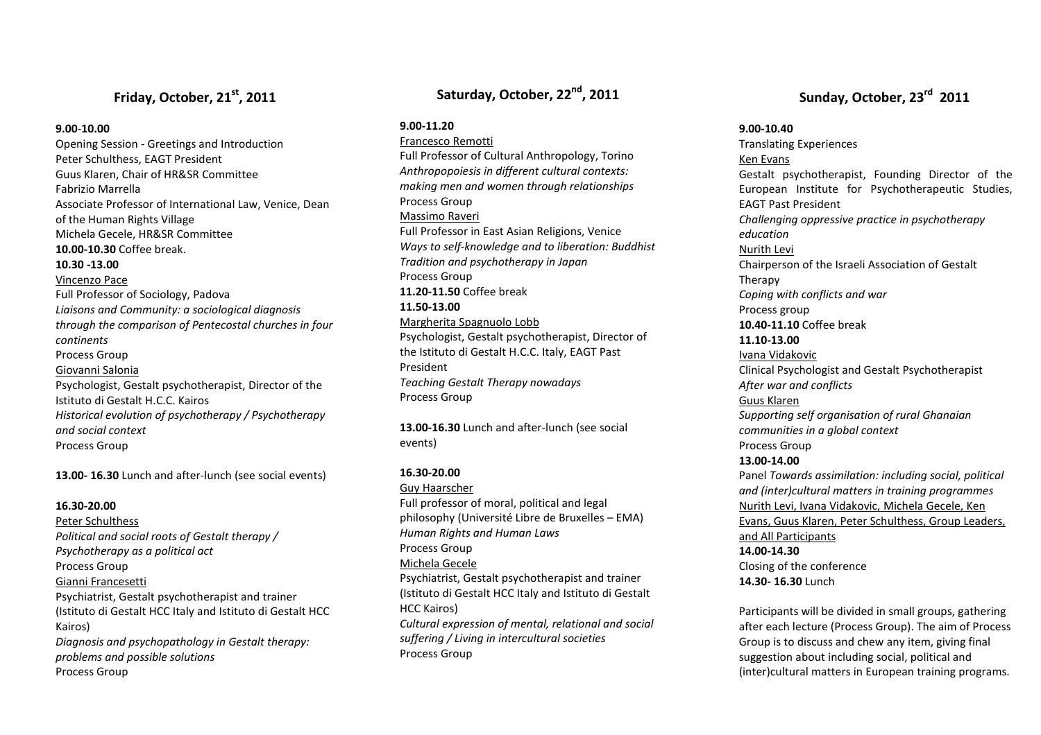## Friday, October, 21st, 2011

**9.00-10.00**
Opening Session - Greetings and Introduction
Peter Schulthess, EAGT President
Guus Klaren, Chair of HR&SR Committee
Fabrizio Marrella
Associate Professor of International Law, Venice, Dean of the Human Rights Village
Michela Gecele, HR&SR Committee
**10.00-10.30** Coffee break.
**10.30 -13.00**
Vincenzo Pace
Full Professor of Sociology, Padova
*Liaisons and Community: a sociological diagnosis through the comparison of Pentecostal churches in four continents*
Process Group
Giovanni Salonia
Psychologist, Gestalt psychotherapist, Director of the Istituto di Gestalt H.C.C. Kairos
*Historical evolution of psychotherapy / Psychotherapy and social context*
Process Group

**13.00- 16.30** Lunch and after-lunch (see social events)

**16.30-20.00**
Peter Schulthess
*Political and social roots of Gestalt therapy / Psychotherapy as a political act*
Process Group
Gianni Francesetti
Psychiatrist, Gestalt psychotherapist and trainer (Istituto di Gestalt HCC Italy and Istituto di Gestalt HCC Kairos)
*Diagnosis and psychopathology in Gestalt therapy: problems and possible solutions*
Process Group

## Saturday, October, 22nd, 2011

**9.00-11.20**
Francesco Remotti
Full Professor of Cultural Anthropology, Torino
*Anthropopoiesis in different cultural contexts: making men and women through relationships*
Process Group
Massimo Raveri
Full Professor in East Asian Religions, Venice
*Ways to self-knowledge and to liberation: Buddhist Tradition and psychotherapy in Japan*
Process Group
**11.20-11.50** Coffee break
**11.50-13.00**
Margherita Spagnuolo Lobb
Psychologist, Gestalt psychotherapist, Director of the Istituto di Gestalt H.C.C. Italy, EAGT Past President
*Teaching Gestalt Therapy nowadays*
Process Group

**13.00-16.30** Lunch and after-lunch (see social events)

**16.30-20.00**
Guy Haarscher
Full professor of moral, political and legal philosophy (Université Libre de Bruxelles – EMA)
*Human Rights and Human Laws*
Process Group
Michela Gecele
Psychiatrist, Gestalt psychotherapist and trainer (Istituto di Gestalt HCC Italy and Istituto di Gestalt HCC Kairos)
*Cultural expression of mental, relational and social suffering / Living in intercultural societies*
Process Group

## Sunday, October, 23rd 2011

**9.00-10.40**
Translating Experiences
Ken Evans
Gestalt psychotherapist, Founding Director of the European Institute for Psychotherapeutic Studies, EAGT Past President
*Challenging oppressive practice in psychotherapy education*
Nurith Levi
Chairperson of the Israeli Association of Gestalt Therapy
*Coping with conflicts and war*
Process group
**10.40-11.10** Coffee break
**11.10-13.00**
Ivana Vidakovic
Clinical Psychologist and Gestalt Psychotherapist
*After war and conflicts*
Guus Klaren
*Supporting self organisation of rural Ghanaian communities in a global context*
Process Group
**13.00-14.00**
Panel *Towards assimilation: including social, political and (inter)cultural matters in training programmes*
Nurith Levi, Ivana Vidakovic, Michela Gecele, Ken Evans, Guus Klaren, Peter Schulthess, Group Leaders, and All Participants
**14.00-14.30**
Closing of the conference
**14.30- 16.30** Lunch

Participants will be divided in small groups, gathering after each lecture (Process Group). The aim of Process Group is to discuss and chew any item, giving final suggestion about including social, political and (inter)cultural matters in European training programs.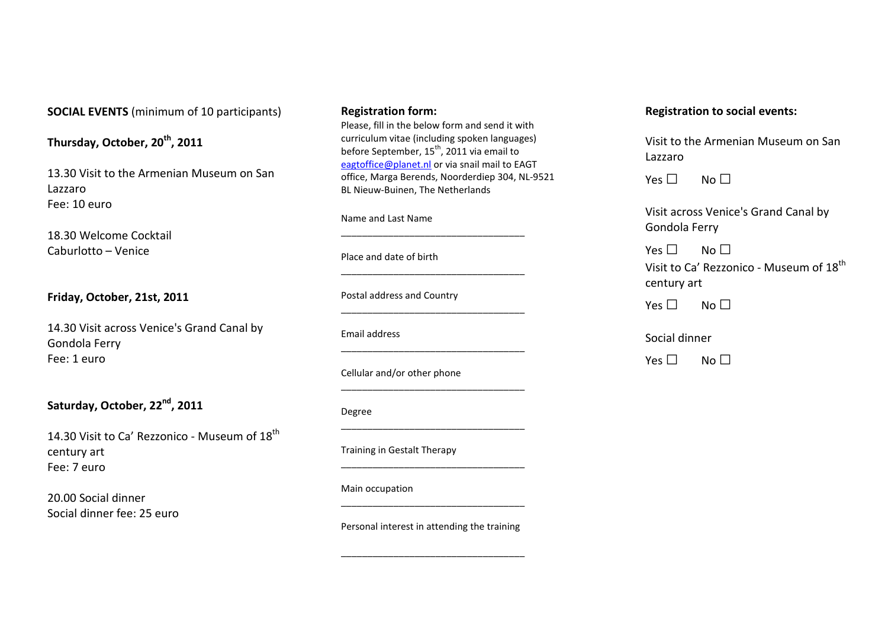**SOCIAL EVENTS** (minimum of 10 participants)

**Thursday, October, 20th, 2011**

13.30 Visit to the Armenian Museum on San Lazzaro
Fee: 10 euro

18.30 Welcome Cocktail
Caburlotto – Venice

**Friday, October, 21st, 2011**

14.30 Visit across Venice's Grand Canal by Gondola Ferry
Fee: 1 euro

**Saturday, October, 22nd, 2011**

14.30 Visit to Ca' Rezzonico - Museum of 18th century art
Fee: 7 euro

20.00 Social dinner
Social dinner fee: 25 euro

**Registration form:**

Please, fill in the below form and send it with curriculum vitae (including spoken languages) before September, 15th, 2011 via email to eagtoffice@planet.nl or via snail mail to EAGT office, Marga Berends, Noorderdiep 304, NL-9521 BL Nieuw-Buinen, The Netherlands

Name and Last Name

___________________________________

Place and date of birth

___________________________________

Postal address and Country

___________________________________

Email address

___________________________________

Cellular and/or other phone

___________________________________

Degree

___________________________________

Training in Gestalt Therapy

___________________________________

Main occupation

___________________________________

Personal interest in attending the training

___________________________________

**Registration to social events:**

Visit to the Armenian Museum on San Lazzaro

Yes ☐ No ☐

Visit across Venice's Grand Canal by Gondola Ferry

Yes ☐ No ☐

Visit to Ca' Rezzonico - Museum of 18th century art

Yes ☐ No ☐

Social dinner

Yes ☐ No ☐